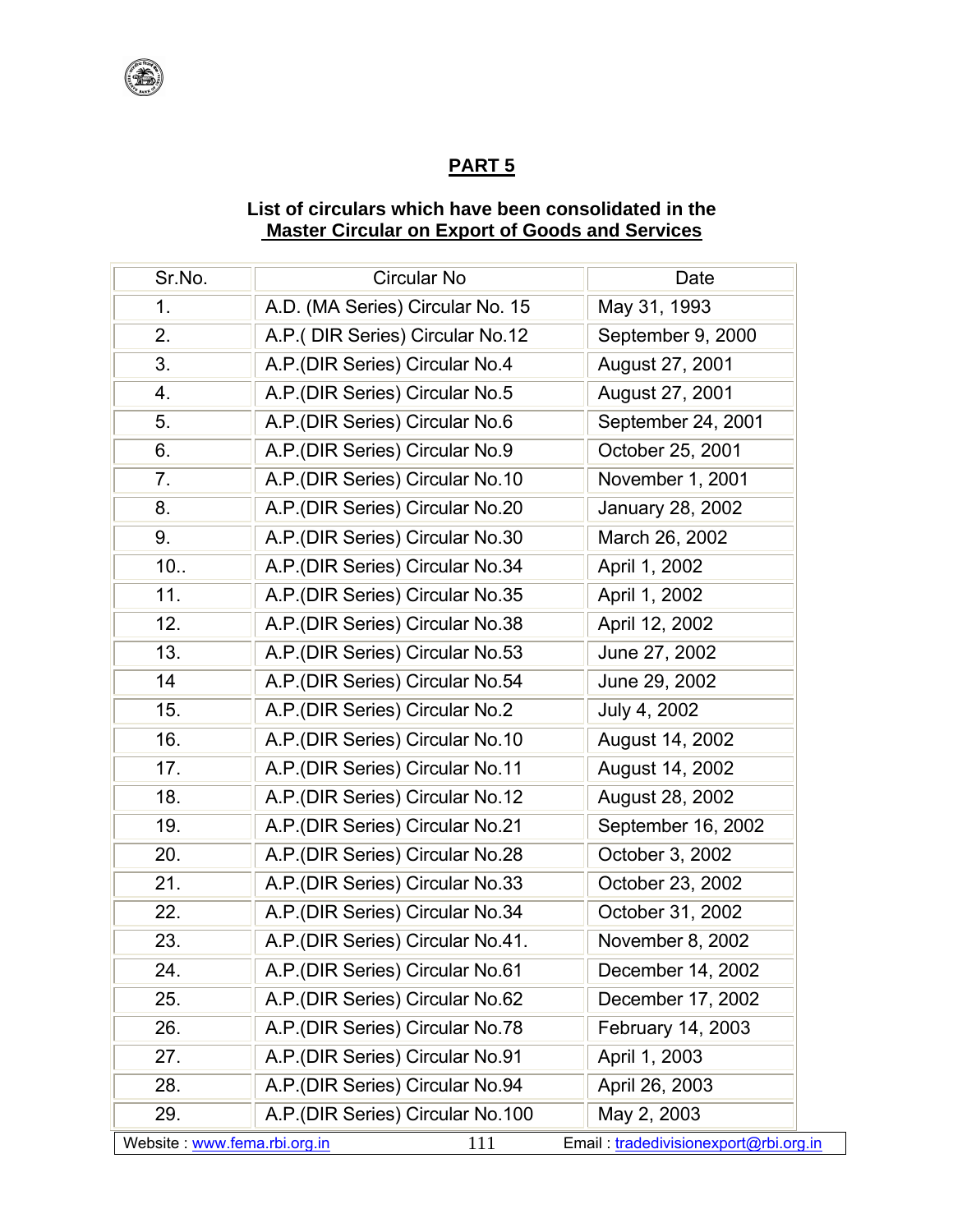## PART 5

**List of circulars which have been consolidated in the Master Circular on Export of Goods and Services**

| Sr.No. | Circular No | Date |
|---|---|---|
| 1. | A.D. (MA Series) Circular No. 15 | May 31, 1993 |
| 2. | A.P.( DIR Series) Circular No.12 | September 9, 2000 |
| 3. | A.P.(DIR Series) Circular No.4 | August 27, 2001 |
| 4. | A.P.(DIR Series) Circular No.5 | August 27, 2001 |
| 5. | A.P.(DIR Series) Circular No.6 | September 24, 2001 |
| 6. | A.P.(DIR Series) Circular No.9 | October 25, 2001 |
| 7. | A.P.(DIR Series) Circular No.10 | November 1, 2001 |
| 8. | A.P.(DIR Series) Circular No.20 | January 28, 2002 |
| 9. | A.P.(DIR Series) Circular No.30 | March 26, 2002 |
| 10.. | A.P.(DIR Series) Circular No.34 | April 1, 2002 |
| 11. | A.P.(DIR Series) Circular No.35 | April 1, 2002 |
| 12. | A.P.(DIR Series) Circular No.38 | April 12, 2002 |
| 13. | A.P.(DIR Series) Circular No.53 | June 27, 2002 |
| 14 | A.P.(DIR Series) Circular No.54 | June 29, 2002 |
| 15. | A.P.(DIR Series) Circular No.2 | July 4, 2002 |
| 16. | A.P.(DIR Series) Circular No.10 | August 14, 2002 |
| 17. | A.P.(DIR Series) Circular No.11 | August 14, 2002 |
| 18. | A.P.(DIR Series) Circular No.12 | August 28, 2002 |
| 19. | A.P.(DIR Series) Circular No.21 | September 16, 2002 |
| 20. | A.P.(DIR Series) Circular No.28 | October 3, 2002 |
| 21. | A.P.(DIR Series) Circular No.33 | October 23, 2002 |
| 22. | A.P.(DIR Series) Circular No.34 | October 31, 2002 |
| 23. | A.P.(DIR Series) Circular No.41. | November 8, 2002 |
| 24. | A.P.(DIR Series) Circular No.61 | December 14, 2002 |
| 25. | A.P.(DIR Series) Circular No.62 | December 17, 2002 |
| 26. | A.P.(DIR Series) Circular No.78 | February 14, 2003 |
| 27. | A.P.(DIR Series) Circular No.91 | April 1, 2003 |
| 28. | A.P.(DIR Series) Circular No.94 | April 26, 2003 |
| 29. | A.P.(DIR Series) Circular No.100 | May 2, 2003 |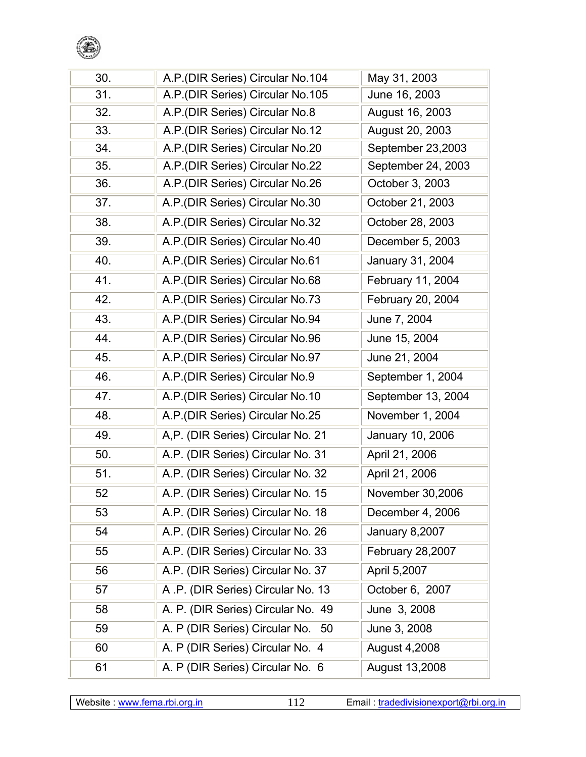| | | |
|---|---|---|
| 30. | A.P.(DIR Series) Circular No.104 | May 31, 2003 |
| 31. | A.P.(DIR Series) Circular No.105 | June 16, 2003 |
| 32. | A.P.(DIR Series) Circular No.8 | August 16, 2003 |
| 33. | A.P.(DIR Series) Circular No.12 | August 20, 2003 |
| 34. | A.P.(DIR Series) Circular No.20 | September 23,2003 |
| 35. | A.P.(DIR Series) Circular No.22 | September 24, 2003 |
| 36. | A.P.(DIR Series) Circular No.26 | October 3, 2003 |
| 37. | A.P.(DIR Series) Circular No.30 | October 21, 2003 |
| 38. | A.P.(DIR Series) Circular No.32 | October 28, 2003 |
| 39. | A.P.(DIR Series) Circular No.40 | December 5, 2003 |
| 40. | A.P.(DIR Series) Circular No.61 | January 31, 2004 |
| 41. | A.P.(DIR Series) Circular No.68 | February 11, 2004 |
| 42. | A.P.(DIR Series) Circular No.73 | February 20, 2004 |
| 43. | A.P.(DIR Series) Circular No.94 | June 7, 2004 |
| 44. | A.P.(DIR Series) Circular No.96 | June 15, 2004 |
| 45. | A.P.(DIR Series) Circular No.97 | June 21, 2004 |
| 46. | A.P.(DIR Series) Circular No.9 | September 1, 2004 |
| 47. | A.P.(DIR Series) Circular No.10 | September 13, 2004 |
| 48. | A.P.(DIR Series) Circular No.25 | November 1, 2004 |
| 49. | A,P. (DIR Series) Circular No. 21 | January 10, 2006 |
| 50. | A.P. (DIR Series) Circular No. 31 | April 21, 2006 |
| 51. | A.P. (DIR Series) Circular No. 32 | April 21, 2006 |
| 52 | A.P. (DIR Series) Circular No. 15 | November 30,2006 |
| 53 | A.P. (DIR Series) Circular No. 18 | December 4, 2006 |
| 54 | A.P. (DIR Series) Circular No. 26 | January 8,2007 |
| 55 | A.P. (DIR Series) Circular No. 33 | February 28,2007 |
| 56 | A.P. (DIR Series) Circular No. 37 | April 5,2007 |
| 57 | A .P. (DIR Series) Circular No. 13 | October 6, 2007 |
| 58 | A. P. (DIR Series) Circular No. 49 | June 3, 2008 |
| 59 | A. P (DIR Series) Circular No. 50 | June 3, 2008 |
| 60 | A. P (DIR Series) Circular No. 4 | August 4,2008 |
| 61 | A. P (DIR Series) Circular No. 6 | August 13,2008 |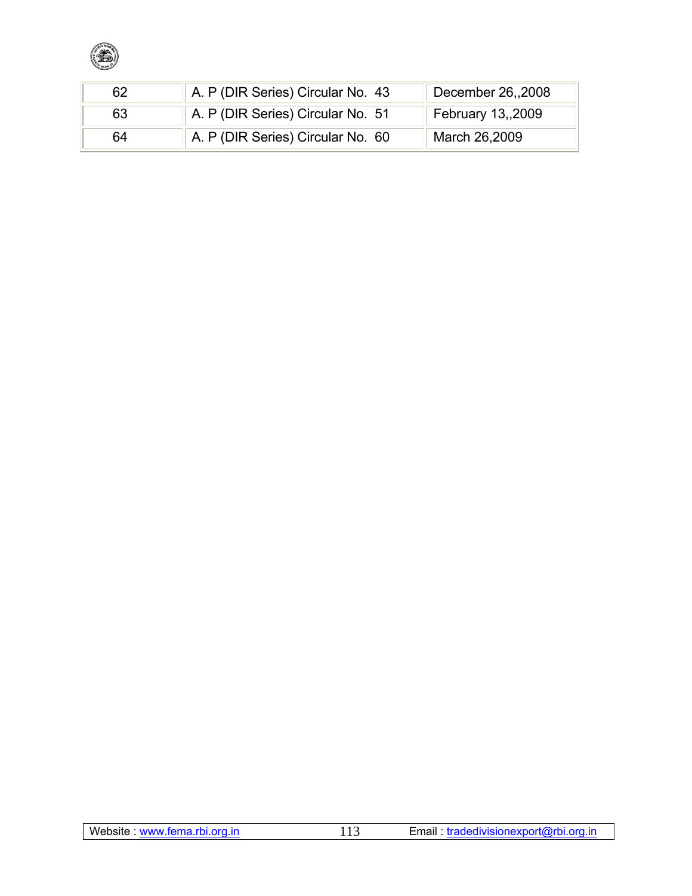| | | |
|---|---|---|
| 62 | A. P (DIR Series) Circular No. 43 | December 26,,2008 |
| 63 | A. P (DIR Series) Circular No. 51 | February 13,,2009 |
| 64 | A. P (DIR Series) Circular No. 60 | March 26,2009 |